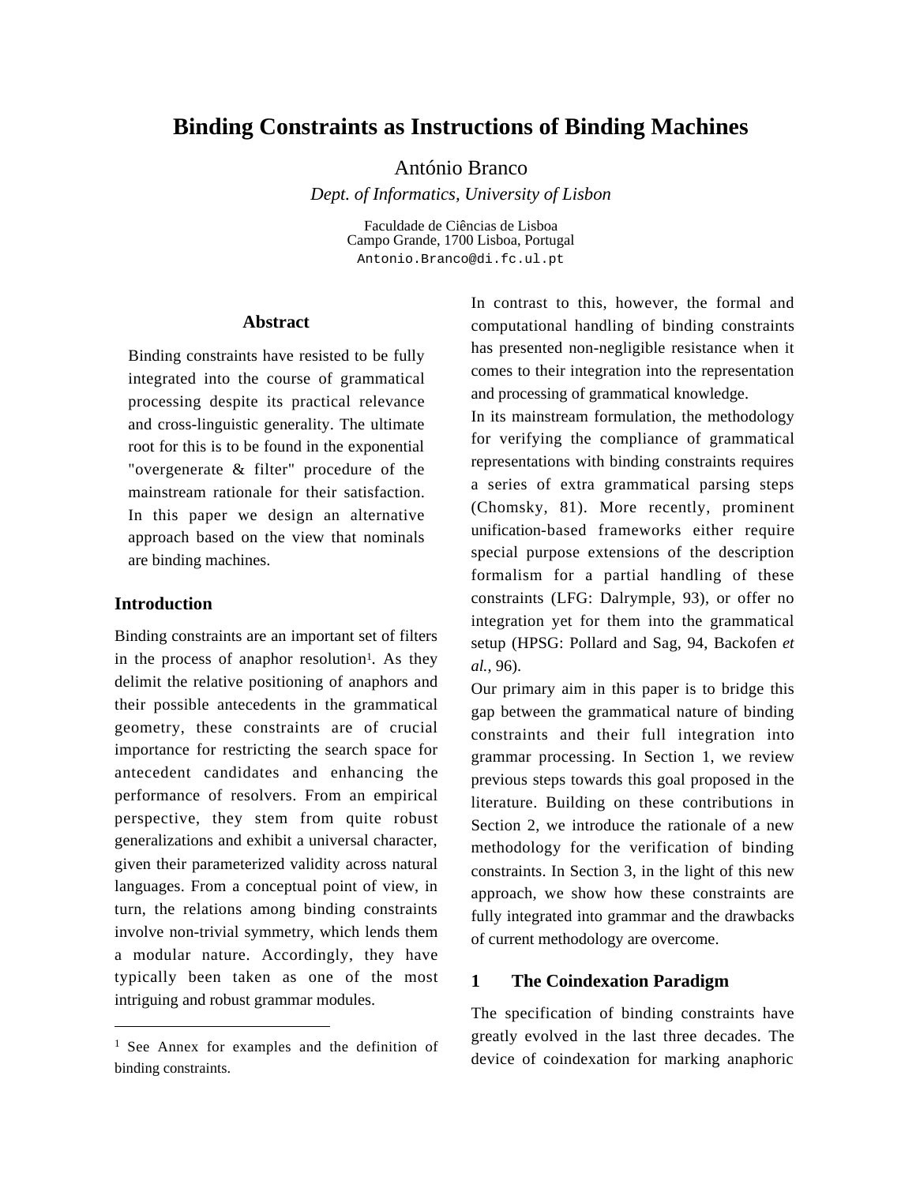# Binding Constraints as Instructions of Binding Machines

António Branco

*Dept. of Informatics, University of Lisbon*

Faculdade de Ciências de Lisboa
Campo Grande, 1700 Lisboa, Portugal
Antonio.Branco@di.fc.ul.pt

## Abstract

Binding constraints have resisted to be fully integrated into the course of grammatical processing despite its practical relevance and cross-linguistic generality. The ultimate root for this is to be found in the exponential "overgenerate & filter" procedure of the mainstream rationale for their satisfaction. In this paper we design an alternative approach based on the view that nominals are binding machines.

## Introduction

Binding constraints are an important set of filters in the process of anaphor resolution[1]. As they delimit the relative positioning of anaphors and their possible antecedents in the grammatical geometry, these constraints are of crucial importance for restricting the search space for antecedent candidates and enhancing the performance of resolvers. From an empirical perspective, they stem from quite robust generalizations and exhibit a universal character, given their parameterized validity across natural languages. From a conceptual point of view, in turn, the relations among binding constraints involve non-trivial symmetry, which lends them a modular nature. Accordingly, they have typically been taken as one of the most intriguing and robust grammar modules.

In contrast to this, however, the formal and computational handling of binding constraints has presented non-negligible resistance when it comes to their integration into the representation and processing of grammatical knowledge.

In its mainstream formulation, the methodology for verifying the compliance of grammatical representations with binding constraints requires a series of extra grammatical parsing steps (Chomsky, 81). More recently, prominent unification-based frameworks either require special purpose extensions of the description formalism for a partial handling of these constraints (LFG: Dalrymple, 93), or offer no integration yet for them into the grammatical setup (HPSG: Pollard and Sag, 94, Backofen *et al.*, 96).

Our primary aim in this paper is to bridge this gap between the grammatical nature of binding constraints and their full integration into grammar processing. In Section 1, we review previous steps towards this goal proposed in the literature. Building on these contributions in Section 2, we introduce the rationale of a new methodology for the verification of binding constraints. In Section 3, in the light of this new approach, we show how these constraints are fully integrated into grammar and the drawbacks of current methodology are overcome.

## 1 The Coindexation Paradigm

The specification of binding constraints have greatly evolved in the last three decades. The device of coindexation for marking anaphoric

[1] See Annex for examples and the definition of binding constraints.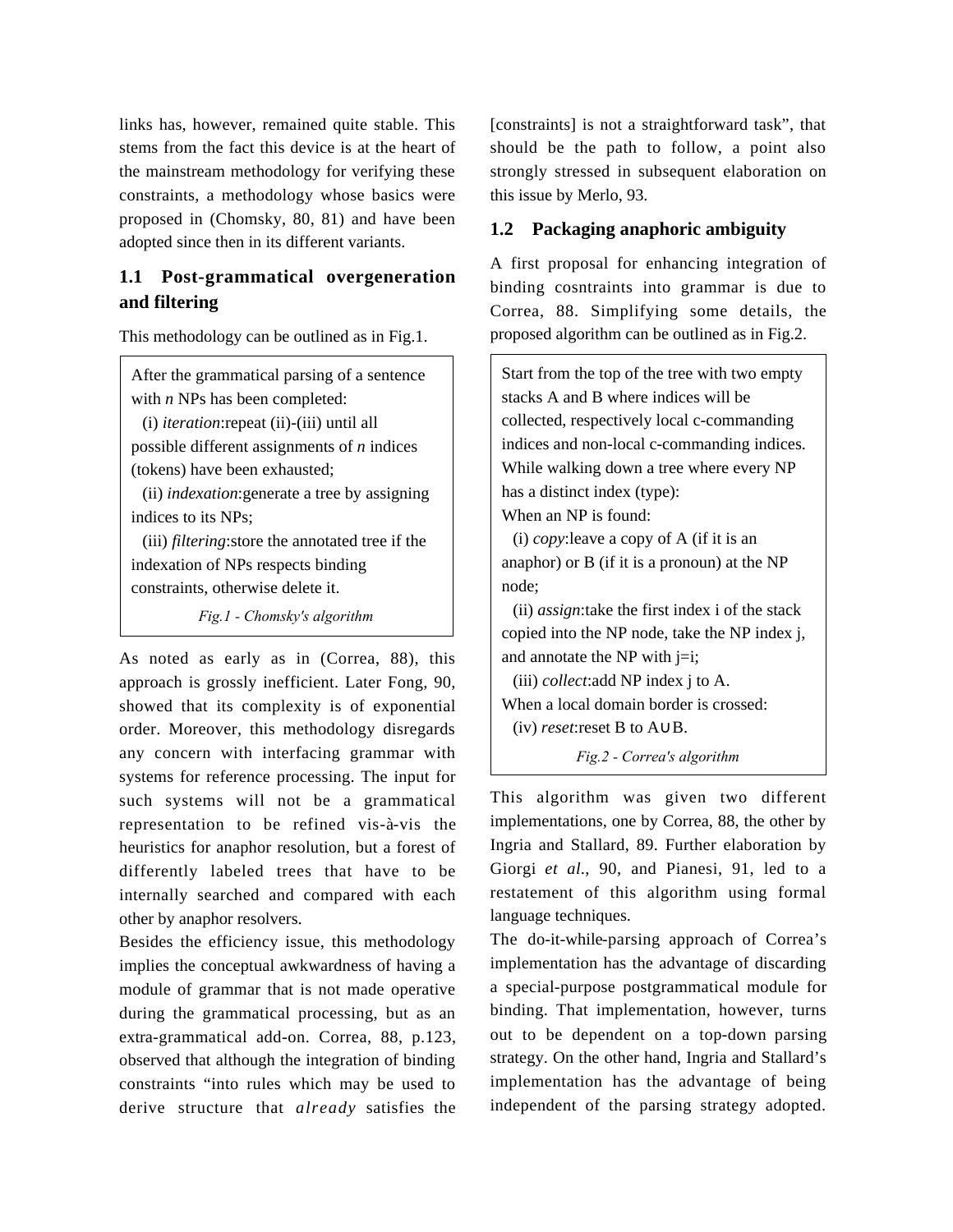links has, however, remained quite stable. This stems from the fact this device is at the heart of the mainstream methodology for verifying these constraints, a methodology whose basics were proposed in (Chomsky, 80, 81) and have been adopted since then in its different variants.

### 1.1 Post-grammatical overgeneration and filtering

This methodology can be outlined as in Fig.1.

> After the grammatical parsing of a sentence with *n* NPs has been completed:
>
> (i) *iteration*:repeat (ii)-(iii) until all possible different assignments of *n* indices (tokens) have been exhausted;
>
> (ii) *indexation*:generate a tree by assigning indices to its NPs;
>
> (iii) *filtering*:store the annotated tree if the indexation of NPs respects binding constraints, otherwise delete it.
>
> *Fig.1 - Chomsky's algorithm*

As noted as early as in (Correa, 88), this approach is grossly inefficient. Later Fong, 90, showed that its complexity is of exponential order. Moreover, this methodology disregards any concern with interfacing grammar with systems for reference processing. The input for such systems will not be a grammatical representation to be refined vis-à-vis the heuristics for anaphor resolution, but a forest of differently labeled trees that have to be internally searched and compared with each other by anaphor resolvers.

Besides the efficiency issue, this methodology implies the conceptual awkwardness of having a module of grammar that is not made operative during the grammatical processing, but as an extra-grammatical add-on. Correa, 88, p.123, observed that although the integration of binding constraints "into rules which may be used to derive structure that *already* satisfies the [constraints] is not a straightforward task", that should be the path to follow, a point also strongly stressed in subsequent elaboration on this issue by Merlo, 93.

### 1.2 Packaging anaphoric ambiguity

A first proposal for enhancing integration of binding cosntraints into grammar is due to Correa, 88. Simplifying some details, the proposed algorithm can be outlined as in Fig.2.

> Start from the top of the tree with two empty stacks A and B where indices will be collected, respectively local c-commanding indices and non-local c-commanding indices.
>
> While walking down a tree where every NP has a distinct index (type):
>
> When an NP is found:
>
> (i) *copy*:leave a copy of A (if it is an anaphor) or B (if it is a pronoun) at the NP node;
>
> (ii) *assign*:take the first index i of the stack copied into the NP node, take the NP index j, and annotate the NP with j=i;
>
> (iii) *collect*:add NP index j to A.
>
> When a local domain border is crossed:
>
> (iv) *reset*:reset B to A∪B.
>
> *Fig.2 - Correa's algorithm*

This algorithm was given two different implementations, one by Correa, 88, the other by Ingria and Stallard, 89. Further elaboration by Giorgi *et al.*, 90, and Pianesi, 91, led to a restatement of this algorithm using formal language techniques.

The do-it-while-parsing approach of Correa's implementation has the advantage of discarding a special-purpose postgrammatical module for binding. That implementation, however, turns out to be dependent on a top-down parsing strategy. On the other hand, Ingria and Stallard's implementation has the advantage of being independent of the parsing strategy adopted.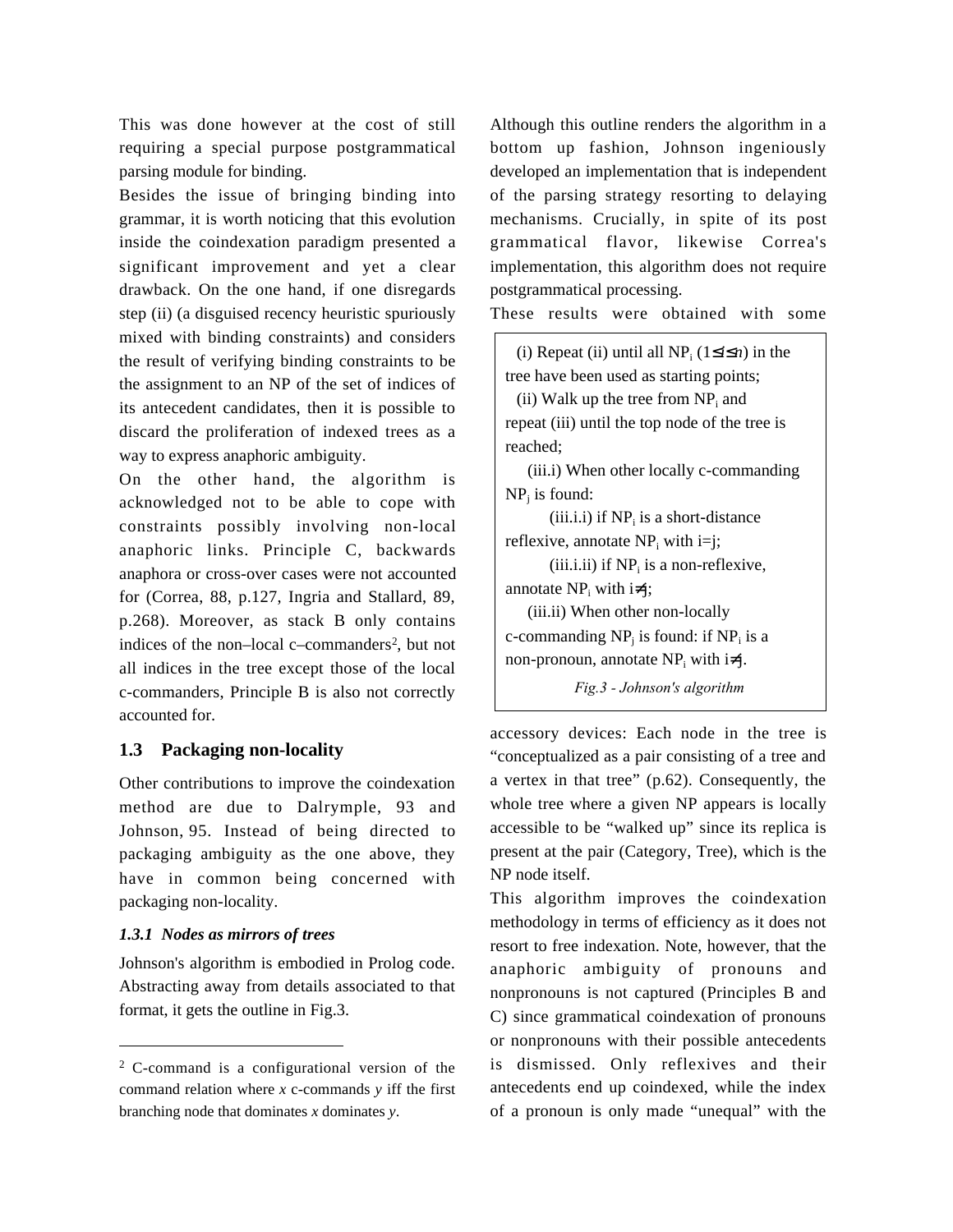This was done however at the cost of still requiring a special purpose postgrammatical parsing module for binding.

Besides the issue of bringing binding into grammar, it is worth noticing that this evolution inside the coindexation paradigm presented a significant improvement and yet a clear drawback. On the one hand, if one disregards step (ii) (a disguised recency heuristic spuriously mixed with binding constraints) and considers the result of verifying binding constraints to be the assignment to an NP of the set of indices of its antecedent candidates, then it is possible to discard the proliferation of indexed trees as a way to express anaphoric ambiguity.

On the other hand, the algorithm is acknowledged not to be able to cope with constraints possibly involving non-local anaphoric links. Principle C, backwards anaphora or cross-over cases were not accounted for (Correa, 88, p.127, Ingria and Stallard, 89, p.268). Moreover, as stack B only contains indices of the non–local c–commanders[2], but not all indices in the tree except those of the local c-commanders, Principle B is also not correctly accounted for.

## 1.3 Packaging non-locality

Other contributions to improve the coindexation method are due to Dalrymple, 93 and Johnson, 95. Instead of being directed to packaging ambiguity as the one above, they have in common being concerned with packaging non-locality.

### *1.3.1 Nodes as mirrors of trees*

Johnson's algorithm is embodied in Prolog code. Abstracting away from details associated to that format, it gets the outline in Fig.3.

Although this outline renders the algorithm in a bottom up fashion, Johnson ingeniously developed an implementation that is independent of the parsing strategy resorting to delaying mechanisms. Crucially, in spite of its post grammatical flavor, likewise Correa's implementation, this algorithm does not require postgrammatical processing.

These results were obtained with some accessory devices: Each node in the tree is "conceptualized as a pair consisting of a tree and a vertex in that tree" (p.62). Consequently, the whole tree where a given NP appears is locally accessible to be "walked up" since its replica is present at the pair (Category, Tree), which is the NP node itself.

> (i) Repeat (ii) until all $NP_i$ ($1 \leq i \leq n$) in the tree have been used as starting points;
>
> (ii) Walk up the tree from $NP_i$ and repeat (iii) until the top node of the tree is reached;
>
> (iii.i) When other locally c-commanding $NP_j$ is found:
>
> (iii.i.i) if $NP_i$ is a short-distance reflexive, annotate $NP_i$ with $i=j$;
>
> (iii.i.ii) if $NP_i$ is a non-reflexive, annotate $NP_i$ with $i \neq j$;
>
> (iii.ii) When other non-locally c-commanding $NP_j$ is found: if $NP_i$ is a non-pronoun, annotate $NP_i$ with $i \neq j$.
>
> *Fig.3 - Johnson's algorithm*

This algorithm improves the coindexation methodology in terms of efficiency as it does not resort to free indexation. Note, however, that the anaphoric ambiguity of pronouns and nonpronouns is not captured (Principles B and C) since grammatical coindexation of pronouns or nonpronouns with their possible antecedents is dismissed. Only reflexives and their antecedents end up coindexed, while the index of a pronoun is only made "unequal" with the

[2] C-command is a configurational version of the command relation where *x* c-commands *y* iff the first branching node that dominates *x* dominates *y*.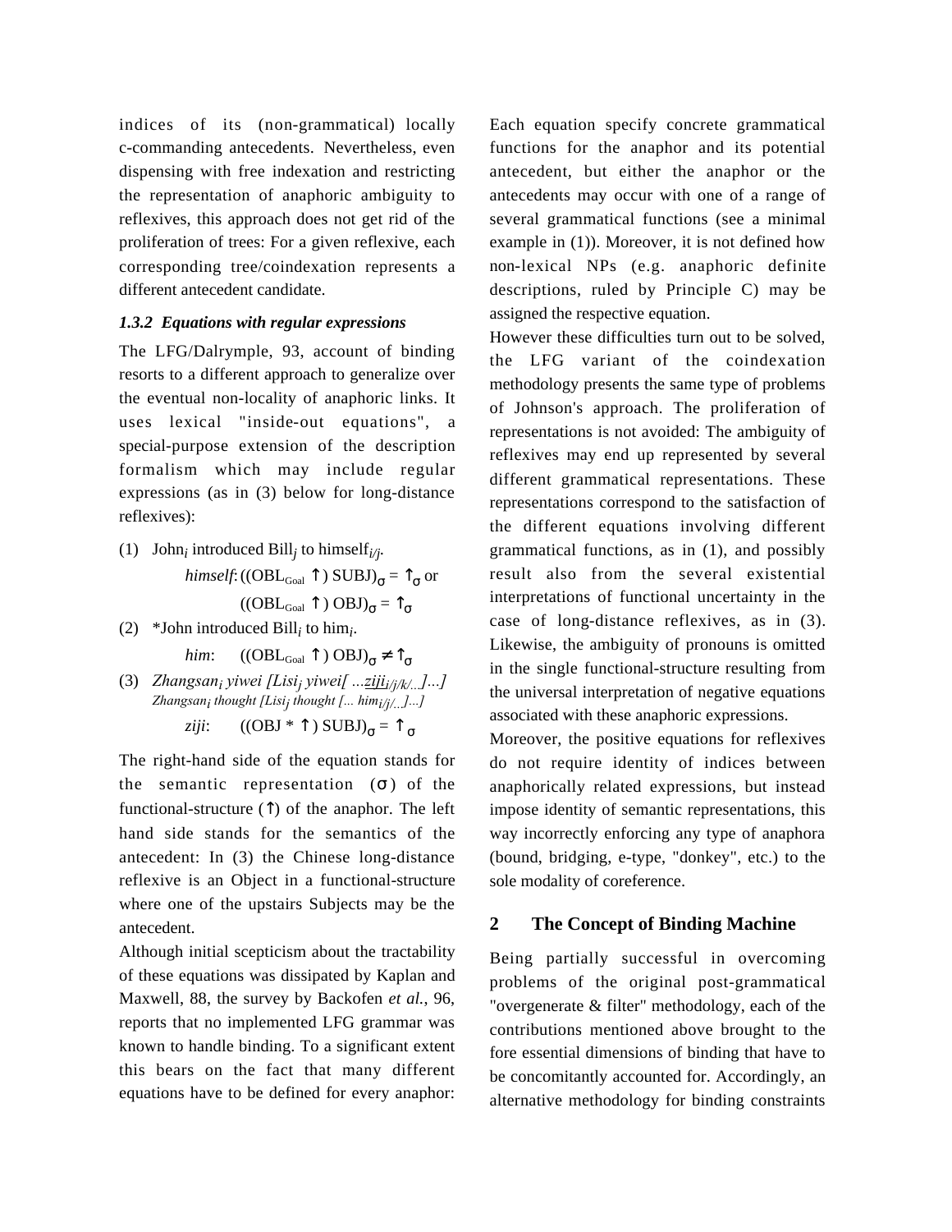indices of its (non-grammatical) locally c-commanding antecedents. Nevertheless, even dispensing with free indexation and restricting the representation of anaphoric ambiguity to reflexives, this approach does not get rid of the proliferation of trees: For a given reflexive, each corresponding tree/coindexation represents a different antecedent candidate.

### *1.3.2 Equations with regular expressions*

The LFG/Dalrymple, 93, account of binding resorts to a different approach to generalize over the eventual non-locality of anaphoric links. It uses lexical "inside-out equations", a special-purpose extension of the description formalism which may include regular expressions (as in (3) below for long-distance reflexives):

(1) John$_i$ introduced Bill$_j$ to himself$_{i/j}$.

*himself*: $((\mathrm{OBL}_{Goal} \uparrow)\ \mathrm{SUBJ})_\sigma = \uparrow_\sigma$ or

$((\mathrm{OBL}_{Goal} \uparrow)\ \mathrm{OBJ})_\sigma = \uparrow_\sigma$

(2) *John introduced Bill$_i$ to him$_i$.

*him*: $((\mathrm{OBL}_{Goal} \uparrow)\ \mathrm{OBJ})_\sigma \neq \uparrow_\sigma$

(3) *Zhangsan$_i$ yiwei [Lisi$_j$ yiwei[ ...ziji$_{i/j/k/...}$]...]*

*Zhangsan$_i$ thought [Lisi$_j$ thought [... him$_{i/j/...}$]...]*

*ziji*: $((\mathrm{OBJ} * \uparrow)\ \mathrm{SUBJ})_\sigma = \uparrow_\sigma$

The right-hand side of the equation stands for the semantic representation ($\sigma$) of the functional-structure ($\uparrow$) of the anaphor. The left hand side stands for the semantics of the antecedent: In (3) the Chinese long-distance reflexive is an Object in a functional-structure where one of the upstairs Subjects may be the antecedent.

Although initial scepticism about the tractability of these equations was dissipated by Kaplan and Maxwell, 88, the survey by Backofen *et al.*, 96, reports that no implemented LFG grammar was known to handle binding. To a significant extent this bears on the fact that many different equations have to be defined for every anaphor: Each equation specify concrete grammatical functions for the anaphor and its potential antecedent, but either the anaphor or the antecedents may occur with one of a range of several grammatical functions (see a minimal example in (1)). Moreover, it is not defined how non-lexical NPs (e.g. anaphoric definite descriptions, ruled by Principle C) may be assigned the respective equation.

However these difficulties turn out to be solved, the LFG variant of the coindexation methodology presents the same type of problems of Johnson's approach. The proliferation of representations is not avoided: The ambiguity of reflexives may end up represented by several different grammatical representations. These representations correspond to the satisfaction of the different equations involving different grammatical functions, as in (1), and possibly result also from the several existential interpretations of functional uncertainty in the case of long-distance reflexives, as in (3). Likewise, the ambiguity of pronouns is omitted in the single functional-structure resulting from the universal interpretation of negative equations associated with these anaphoric expressions.

Moreover, the positive equations for reflexives do not require identity of indices between anaphorically related expressions, but instead impose identity of semantic representations, this way incorrectly enforcing any type of anaphora (bound, bridging, e-type, "donkey", etc.) to the sole modality of coreference.

## 2 The Concept of Binding Machine

Being partially successful in overcoming problems of the original post-grammatical "overgenerate & filter" methodology, each of the contributions mentioned above brought to the fore essential dimensions of binding that have to be concomitantly accounted for. Accordingly, an alternative methodology for binding constraints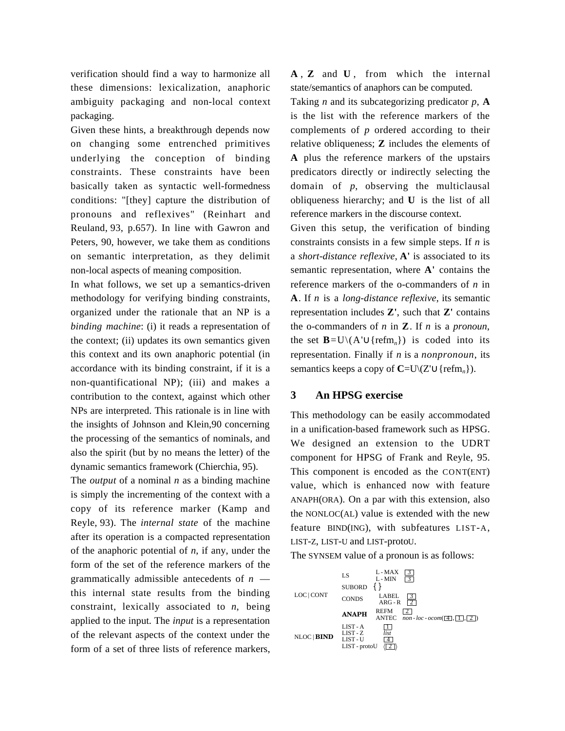verification should find a way to harmonize all these dimensions: lexicalization, anaphoric ambiguity packaging and non-local context packaging.

Given these hints, a breakthrough depends now on changing some entrenched primitives underlying the conception of binding constraints. These constraints have been basically taken as syntactic well-formedness conditions: "[they] capture the distribution of pronouns and reflexives" (Reinhart and Reuland, 93, p.657). In line with Gawron and Peters, 90, however, we take them as conditions on semantic interpretation, as they delimit non-local aspects of meaning composition.

In what follows, we set up a semantics-driven methodology for verifying binding constraints, organized under the rationale that an NP is a *binding machine*: (i) it reads a representation of the context; (ii) updates its own semantics given this context and its own anaphoric potential (in accordance with its binding constraint, if it is a non-quantificational NP); (iii) and makes a contribution to the context, against which other NPs are interpreted. This rationale is in line with the insights of Johnson and Klein,90 concerning the processing of the semantics of nominals, and also the spirit (but by no means the letter) of the dynamic semantics framework (Chierchia, 95).

The *output* of a nominal *n* as a binding machine is simply the incrementing of the context with a copy of its reference marker (Kamp and Reyle, 93). The *internal state* of the machine after its operation is a compacted representation of the anaphoric potential of *n*, if any, under the form of the set of the reference markers of the grammatically admissible antecedents of *n* — this internal state results from the binding constraint, lexically associated to *n*, being applied to the input. The *input* is a representation of the relevant aspects of the context under the form of a set of three lists of reference markers, **A**, **Z** and **U**, from which the internal state/semantics of anaphors can be computed.

Taking *n* and its subcategorizing predicator *p*, **A** is the list with the reference markers of the complements of *p* ordered according to their relative obliqueness; **Z** includes the elements of **A** plus the reference markers of the upstairs predicators directly or indirectly selecting the domain of *p*, observing the multiclausal obliqueness hierarchy; and **U** is the list of all reference markers in the discourse context.

Given this setup, the verification of binding constraints consists in a few simple steps. If *n* is a *short-distance reflexive*, **A'** is associated to its semantic representation, where **A'** contains the reference markers of the o-commanders of *n* in **A**. If *n* is a *long-distance reflexive*, its semantic representation includes **Z'**, such that **Z'** contains the o-commanders of *n* in **Z**. If *n* is a *pronoun*, the set $\mathbf{B}=U\backslash(A'\cup\{refm_n\})$ is coded into its representation. Finally if *n* is a *nonpronoun*, its semantics keeps a copy of $\mathbf{C}=U\backslash(Z'\cup\{refm_n\})$.

## 3 An HPSG exercise

This methodology can be easily accommodated in a unification-based framework such as HPSG. We designed an extension to the UDRT component for HPSG of Frank and Reyle, 95. This component is encoded as the CONT(ENT) value, which is enhanced now with feature ANAPH(ORA). On a par with this extension, also the NONLOC(AL) value is extended with the new feature BIND(ING), with subfeatures LIST-A, LIST-Z, LIST-U and LIST-protoU.

The SYNSEM value of a pronoun is as follows:

$$
\begin{bmatrix}
\text{LOC}\,|\,\text{CONT} & \begin{bmatrix}
\text{LS} & \begin{bmatrix} \text{L-MAX} & \boxed{3} \\ \text{L-MIN} & \boxed{3} \end{bmatrix} \\
\text{SUBORD} & \{\} \\
\text{CONDS} & \begin{bmatrix} \text{LABEL} & \boxed{3} \\ \text{ARG-R} & \boxed{2} \end{bmatrix} \\
\textbf{ANAPH} & \begin{bmatrix} \text{REFM} & \boxed{2} \\ \text{ANTEC} & \textit{non-loc-ocom}(\boxed{4},\boxed{1},\boxed{2}) \end{bmatrix}
\end{bmatrix} \\
\text{NLOC}\,|\,\textbf{BIND} & \begin{bmatrix}
\text{LIST-A} & \boxed{1} \\
\text{LIST-Z} & \textit{list} \\
\text{LIST-U} & \boxed{4} \\
\text{LIST-protoU} & \langle \boxed{2} \rangle
\end{bmatrix}
\end{bmatrix}
$$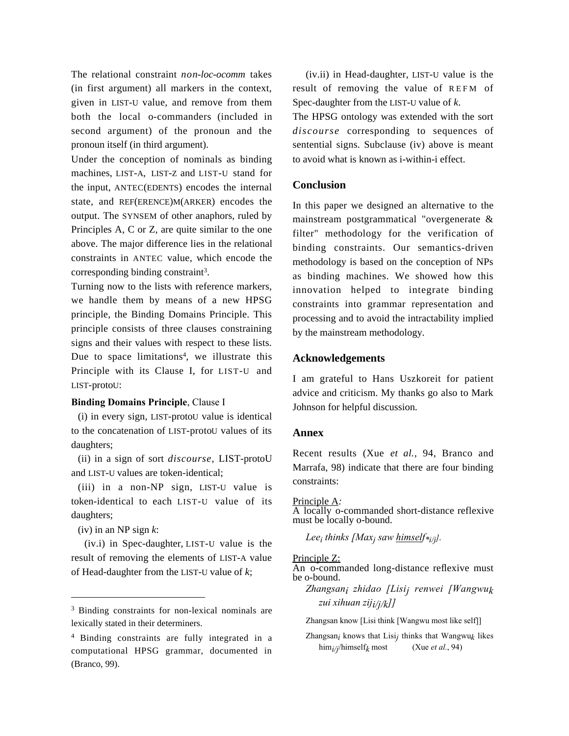The relational constraint *non-loc-ocomm* takes (in first argument) all markers in the context, given in LIST-U value, and remove from them both the local o-commanders (included in second argument) of the pronoun and the pronoun itself (in third argument).

Under the conception of nominals as binding machines, LIST-A, LIST-Z and LIST-U stand for the input, ANTEC(EDENTS) encodes the internal state, and REF(ERENCE)M(ARKER) encodes the output. The SYNSEM of other anaphors, ruled by Principles A, C or Z, are quite similar to the one above. The major difference lies in the relational constraints in ANTEC value, which encode the corresponding binding constraint[3].

Turning now to the lists with reference markers, we handle them by means of a new HPSG principle, the Binding Domains Principle. This principle consists of three clauses constraining signs and their values with respect to these lists. Due to space limitations[4], we illustrate this Principle with its Clause I, for LIST-U and LIST-protoU:

**Binding Domains Principle**, Clause I

(i) in every sign, LIST-protoU value is identical to the concatenation of LIST-protoU values of its daughters;

(ii) in a sign of sort *discourse*, LIST-protoU and LIST-U values are token-identical;

(iii) in a non-NP sign, LIST-U value is token-identical to each LIST-U value of its daughters;

(iv) in an NP sign *k*:

(iv.i) in Spec-daughter, LIST-U value is the result of removing the elements of LIST-A value of Head-daughter from the LIST-U value of *k*;

(iv.ii) in Head-daughter, LIST-U value is the result of removing the value of REFM of Spec-daughter from the LIST-U value of *k*.

The HPSG ontology was extended with the sort *discourse* corresponding to sequences of sentential signs. Subclause (iv) above is meant to avoid what is known as i-within-i effect.

## Conclusion

In this paper we designed an alternative to the mainstream postgrammatical "overgenerate & filter" methodology for the verification of binding constraints. Our semantics-driven methodology is based on the conception of NPs as binding machines. We showed how this innovation helped to integrate binding constraints into grammar representation and processing and to avoid the intractability implied by the mainstream methodology.

## Acknowledgements

I am grateful to Hans Uszkoreit for patient advice and criticism. My thanks go also to Mark Johnson for helpful discussion.

## Annex

Recent results (Xue *et al.*, 94, Branco and Marrafa, 98) indicate that there are four binding constraints:

Principle A:
A locally o-commanded short-distance reflexive must be locally o-bound.

*Lee$_i$ thinks [Max$_j$ saw himself$_{*i/j}$].*

Principle Z:
An o-commanded long-distance reflexive must be o-bound.

*Zhangsan$_i$ zhidao [Lisi$_j$ renwei [Wangwu$_k$ zui xihuan ziji$_{i/j/k}$]]*

Zhangsan know [Lisi think [Wangwu most like self]]

Zhangsan$_i$ knows that Lisi$_j$ thinks that Wangwu$_k$ likes him$_{i/j}$/himself$_k$ most (Xue *et al.*, 94)

---

[3] Binding constraints for non-lexical nominals are lexically stated in their determiners.

[4] Binding constraints are fully integrated in a computational HPSG grammar, documented in (Branco, 99).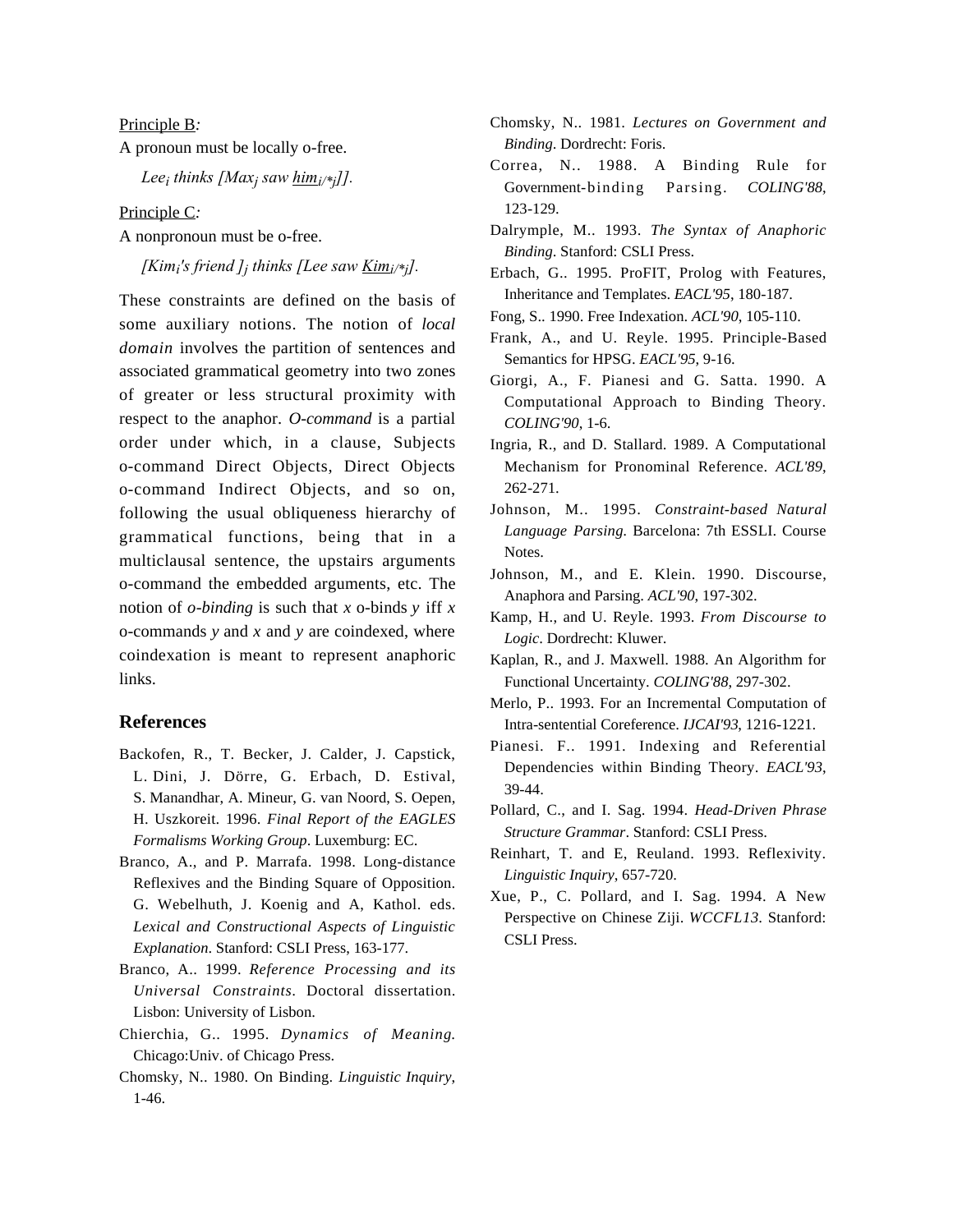Principle B:

A pronoun must be locally o-free.

*Lee$_i$ thinks [Max$_j$ saw him$_{i/*j}$]].*

Principle C:

A nonpronoun must be o-free.

*[Kim$_i$'s friend ]$_j$ thinks [Lee saw Kim$_{i/*j}$].*

These constraints are defined on the basis of some auxiliary notions. The notion of *local domain* involves the partition of sentences and associated grammatical geometry into two zones of greater or less structural proximity with respect to the anaphor. *O-command* is a partial order under which, in a clause, Subjects o-command Direct Objects, Direct Objects o-command Indirect Objects, and so on, following the usual obliqueness hierarchy of grammatical functions, being that in a multiclausal sentence, the upstairs arguments o-command the embedded arguments, etc. The notion of *o-binding* is such that $x$ o-binds $y$ iff $x$ o-commands $y$ and $x$ and $y$ are coindexed, where coindexation is meant to represent anaphoric links.

## References

Backofen, R., T. Becker, J. Calder, J. Capstick, L. Dini, J. Dörre, G. Erbach, D. Estival, S. Manandhar, A. Mineur, G. van Noord, S. Oepen, H. Uszkoreit. 1996. *Final Report of the EAGLES Formalisms Working Group*. Luxemburg: EC.

Branco, A., and P. Marrafa. 1998. Long-distance Reflexives and the Binding Square of Opposition. G. Webelhuth, J. Koenig and A, Kathol. eds. *Lexical and Constructional Aspects of Linguistic Explanation*. Stanford: CSLI Press, 163-177.

Branco, A.. 1999. *Reference Processing and its Universal Constraints*. Doctoral dissertation. Lisbon: University of Lisbon.

Chierchia, G.. 1995. *Dynamics of Meaning.* Chicago:Univ. of Chicago Press.

Chomsky, N.. 1980. On Binding. *Linguistic Inquiry*, 1-46.

Chomsky, N.. 1981. *Lectures on Government and Binding*. Dordrecht: Foris.

Correa, N.. 1988. A Binding Rule for Government-binding Parsing. *COLING'88*, 123-129.

Dalrymple, M.. 1993. *The Syntax of Anaphoric Binding*. Stanford: CSLI Press.

Erbach, G.. 1995. ProFIT, Prolog with Features, Inheritance and Templates. *EACL'95*, 180-187.

Fong, S.. 1990. Free Indexation. *ACL'90*, 105-110.

Frank, A., and U. Reyle. 1995. Principle-Based Semantics for HPSG. *EACL'95*, 9-16.

Giorgi, A., F. Pianesi and G. Satta. 1990. A Computational Approach to Binding Theory. *COLING'90*, 1-6.

Ingria, R., and D. Stallard. 1989. A Computational Mechanism for Pronominal Reference. *ACL'89*, 262-271.

Johnson, M.. 1995. *Constraint-based Natural Language Parsing.* Barcelona: 7th ESSLI. Course Notes.

Johnson, M., and E. Klein. 1990. Discourse, Anaphora and Parsing. *ACL'90*, 197-302.

Kamp, H., and U. Reyle. 1993. *From Discourse to Logic*. Dordrecht: Kluwer.

Kaplan, R., and J. Maxwell. 1988. An Algorithm for Functional Uncertainty. *COLING'88*, 297-302.

Merlo, P.. 1993. For an Incremental Computation of Intra-sentential Coreference. *IJCAI'93*, 1216-1221.

Pianesi. F.. 1991. Indexing and Referential Dependencies within Binding Theory. *EACL'93*, 39-44.

Pollard, C., and I. Sag. 1994. *Head-Driven Phrase Structure Grammar*. Stanford: CSLI Press.

Reinhart, T. and E, Reuland. 1993. Reflexivity. *Linguistic Inquiry*, 657-720.

Xue, P., C. Pollard, and I. Sag. 1994. A New Perspective on Chinese Ziji. *WCCFL13*. Stanford: CSLI Press.